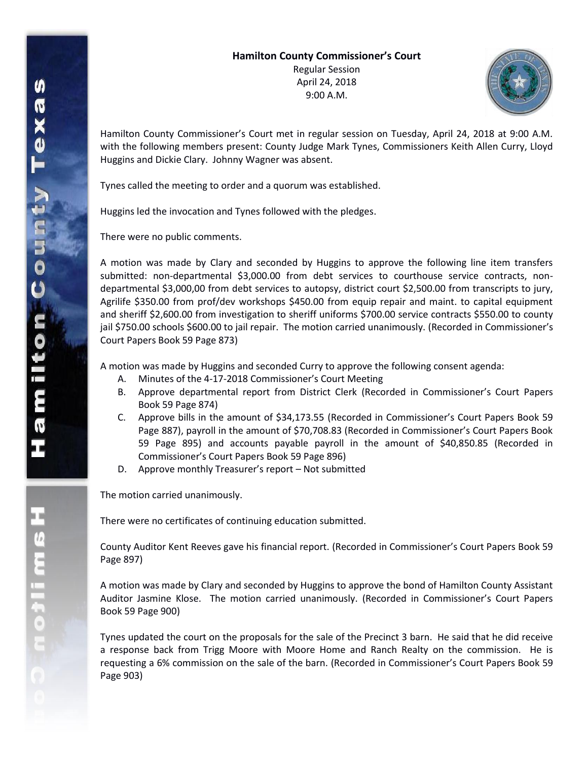**Hamilton County Commissioner's Court**

Regular Session

April 24, 2018

9:00 A.M.

Hamilton County Commissioner's Court met in regular session on Tuesday, April 24, 2018 at 9:00 A.M. with the following members present: County Judge Mark Tynes, Commissioners Keith Allen Curry, Lloyd Huggins and Dickie Clary. Johnny Wagner was absent.

Tynes called the meeting to order and a quorum was established.

Huggins led the invocation and Tynes followed with the pledges.

There were no public comments.

A motion was made by Clary and seconded by Huggins to approve the following line item transfers submitted: non-departmental $3,000.00 from debt services to courthouse service contracts, non-departmental $3,000,00 from debt services to autopsy, district court $2,500.00 from transcripts to jury, Agrilife $350.00 from prof/dev workshops $450.00 from equip repair and maint. to capital equipment and sheriff $2,600.00 from investigation to sheriff uniforms $700.00 service contracts $550.00 to county jail $750.00 schools $600.00 to jail repair. The motion carried unanimously. (Recorded in Commissioner's Court Papers Book 59 Page 873)

A motion was made by Huggins and seconded Curry to approve the following consent agenda:

A. Minutes of the 4-17-2018 Commissioner's Court Meeting
B. Approve departmental report from District Clerk (Recorded in Commissioner's Court Papers Book 59 Page 874)
C. Approve bills in the amount of $34,173.55 (Recorded in Commissioner's Court Papers Book 59 Page 887), payroll in the amount of $70,708.83 (Recorded in Commissioner's Court Papers Book 59 Page 895) and accounts payable payroll in the amount of $40,850.85 (Recorded in Commissioner's Court Papers Book 59 Page 896)
D. Approve monthly Treasurer's report – Not submitted

The motion carried unanimously.

There were no certificates of continuing education submitted.

County Auditor Kent Reeves gave his financial report. (Recorded in Commissioner's Court Papers Book 59 Page 897)

A motion was made by Clary and seconded by Huggins to approve the bond of Hamilton County Assistant Auditor Jasmine Klose. The motion carried unanimously. (Recorded in Commissioner's Court Papers Book 59 Page 900)

Tynes updated the court on the proposals for the sale of the Precinct 3 barn. He said that he did receive a response back from Trigg Moore with Moore Home and Ranch Realty on the commission. He is requesting a 6% commission on the sale of the barn. (Recorded in Commissioner's Court Papers Book 59 Page 903)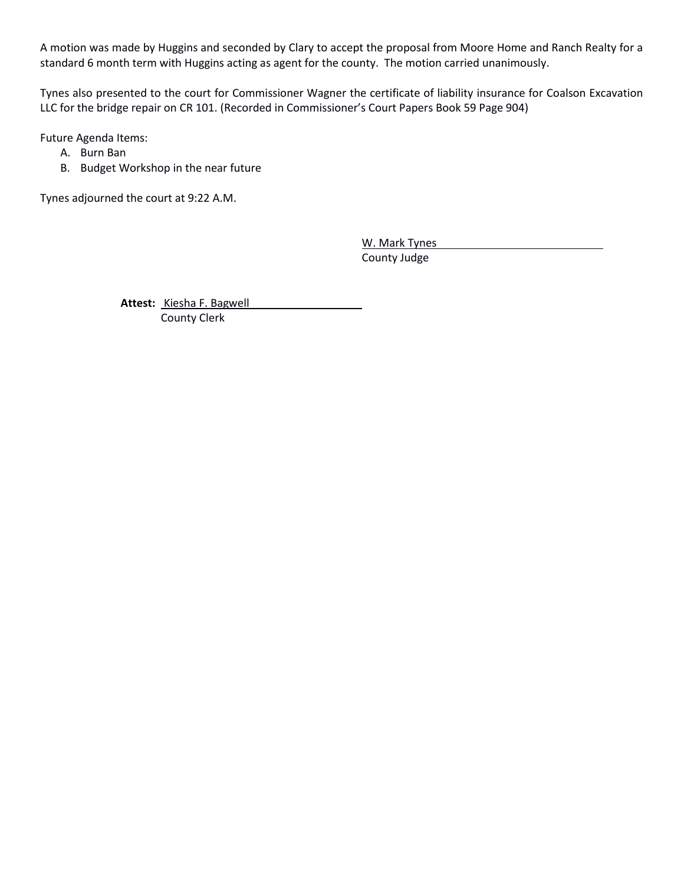A motion was made by Huggins and seconded by Clary to accept the proposal from Moore Home and Ranch Realty for a standard 6 month term with Huggins acting as agent for the county. The motion carried unanimously.

Tynes also presented to the court for Commissioner Wagner the certificate of liability insurance for Coalson Excavation LLC for the bridge repair on CR 101. (Recorded in Commissioner's Court Papers Book 59 Page 904)

Future Agenda Items:

A. Burn Ban
B. Budget Workshop in the near future

Tynes adjourned the court at 9:22 A.M.

W. Mark Tynes
County Judge

**Attest:** Kiesha F. Bagwell
County Clerk